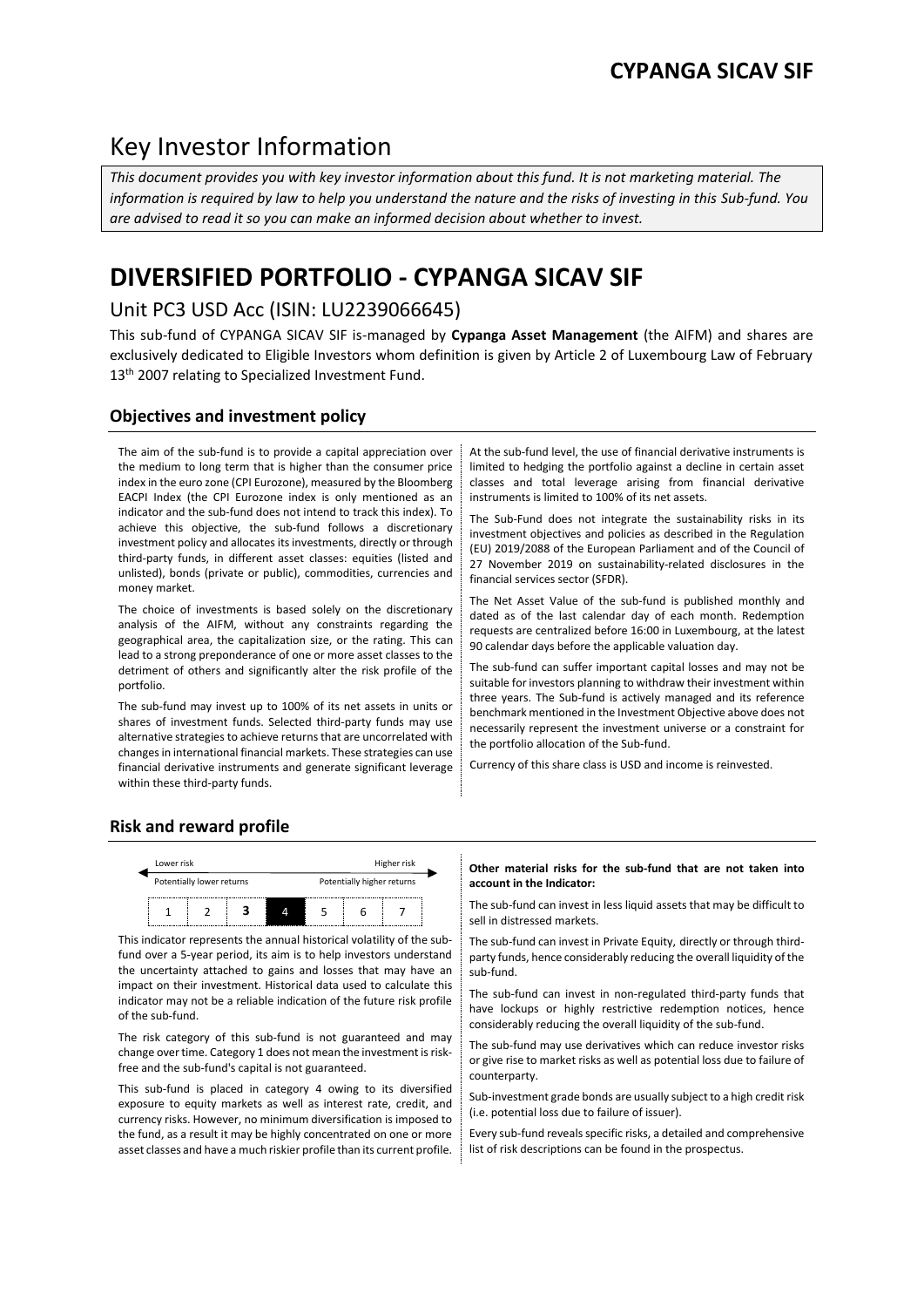# CYPANGA SICAV SIF

## Key Investor Information

*This document provides you with key investor information about this fund. It is not marketing material. The information is required by law to help you understand the nature and the risks of investing in this Sub-fund. You are advised to read it so you can make an informed decision about whether to invest.*

# DIVERSIFIED PORTFOLIO - CYPANGA SICAV SIF

## Unit PC3 USD Acc (ISIN: LU2239066645)

This sub-fund of CYPANGA SICAV SIF is-managed by **Cypanga Asset Management** (the AIFM) and shares are exclusively dedicated to Eligible Investors whom definition is given by Article 2 of Luxembourg Law of February 13th 2007 relating to Specialized Investment Fund.

### Objectives and investment policy

The aim of the sub-fund is to provide a capital appreciation over the medium to long term that is higher than the consumer price index in the euro zone (CPI Eurozone), measured by the Bloomberg EACPI Index (the CPI Eurozone index is only mentioned as an indicator and the sub-fund does not intend to track this index). To achieve this objective, the sub-fund follows a discretionary investment policy and allocates its investments, directly or through third-party funds, in different asset classes: equities (listed and unlisted), bonds (private or public), commodities, currencies and money market.

The choice of investments is based solely on the discretionary analysis of the AIFM, without any constraints regarding the geographical area, the capitalization size, or the rating. This can lead to a strong preponderance of one or more asset classes to the detriment of others and significantly alter the risk profile of the portfolio.

The sub-fund may invest up to 100% of its net assets in units or shares of investment funds. Selected third-party funds may use alternative strategies to achieve returns that are uncorrelated with changes in international financial markets. These strategies can use financial derivative instruments and generate significant leverage within these third-party funds.

At the sub-fund level, the use of financial derivative instruments is limited to hedging the portfolio against a decline in certain asset classes and total leverage arising from financial derivative instruments is limited to 100% of its net assets.

The Sub-Fund does not integrate the sustainability risks in its investment objectives and policies as described in the Regulation (EU) 2019/2088 of the European Parliament and of the Council of 27 November 2019 on sustainability-related disclosures in the financial services sector (SFDR).

The Net Asset Value of the sub-fund is published monthly and dated as of the last calendar day of each month. Redemption requests are centralized before 16:00 in Luxembourg, at the latest 90 calendar days before the applicable valuation day.

The sub-fund can suffer important capital losses and may not be suitable for investors planning to withdraw their investment within three years. The Sub-fund is actively managed and its reference benchmark mentioned in the Investment Objective above does not necessarily represent the investment universe or a constraint for the portfolio allocation of the Sub-fund.

Currency of this share class is USD and income is reinvested.

### Risk and reward profile

| Lower risk | | | | | | Higher risk |
|---|---|---|---|---|---|---|
| Potentially lower returns | | | | | | Potentially higher returns |
| 1 | 2 | **3** | **4** | 5 | 6 | 7 |

This indicator represents the annual historical volatility of the sub-fund over a 5-year period, its aim is to help investors understand the uncertainty attached to gains and losses that may have an impact on their investment. Historical data used to calculate this indicator may not be a reliable indication of the future risk profile of the sub-fund.

The risk category of this sub-fund is not guaranteed and may change over time. Category 1 does not mean the investment is risk-free and the sub-fund's capital is not guaranteed.

This sub-fund is placed in category 4 owing to its diversified exposure to equity markets as well as interest rate, credit, and currency risks. However, no minimum diversification is imposed to the fund, as a result it may be highly concentrated on one or more asset classes and have a much riskier profile than its current profile.

**Other material risks for the sub-fund that are not taken into account in the Indicator:**

The sub-fund can invest in less liquid assets that may be difficult to sell in distressed markets.

The sub-fund can invest in Private Equity, directly or through third-party funds, hence considerably reducing the overall liquidity of the sub-fund.

The sub-fund can invest in non-regulated third-party funds that have lockups or highly restrictive redemption notices, hence considerably reducing the overall liquidity of the sub-fund.

The sub-fund may use derivatives which can reduce investor risks or give rise to market risks as well as potential loss due to failure of counterparty.

Sub-investment grade bonds are usually subject to a high credit risk (i.e. potential loss due to failure of issuer).

Every sub-fund reveals specific risks, a detailed and comprehensive list of risk descriptions can be found in the prospectus.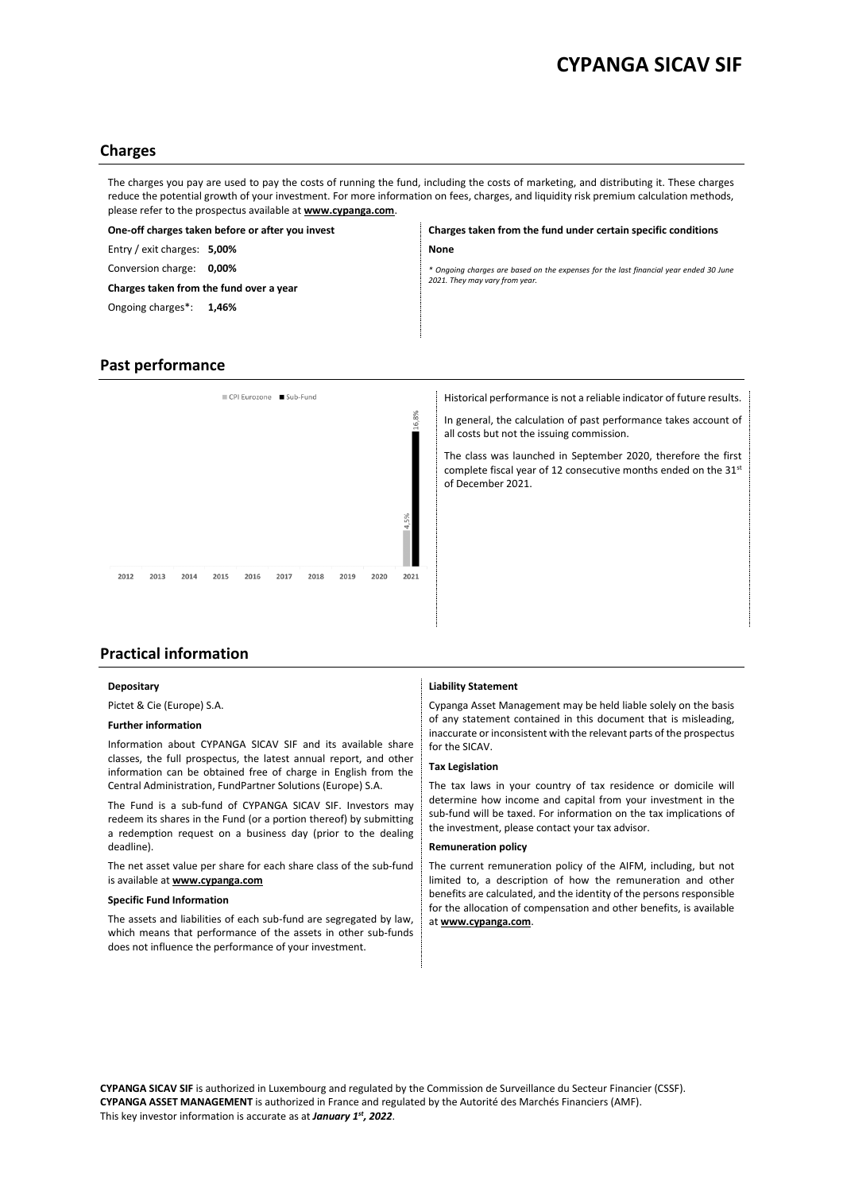# CYPANGA SICAV SIF

## Charges

The charges you pay are used to pay the costs of running the fund, including the costs of marketing, and distributing it. These charges reduce the potential growth of your investment. For more information on fees, charges, and liquidity risk premium calculation methods, please refer to the prospectus available at **www.cypanga.com**.

**One-off charges taken before or after you invest**

Entry / exit charges: **5,00%**

Conversion charge: **0,00%**

**Charges taken from the fund over a year**

Ongoing charges*: **1,46%**

**Charges taken from the fund under certain specific conditions**

**None**

*\* Ongoing charges are based on the expenses for the last financial year ended 30 June 2021. They may vary from year.*

## Past performance

CPI Eurozone
Sub-Fund

16,8%
4,5%

2012 2013 2014 2015 2016 2017 2018 2019 2020 2021

Historical performance is not a reliable indicator of future results.

In general, the calculation of past performance takes account of all costs but not the issuing commission.

The class was launched in September 2020, therefore the first complete fiscal year of 12 consecutive months ended on the 31st of December 2021.

## Practical information

**Depositary**

Pictet & Cie (Europe) S.A.

**Further information**

Information about CYPANGA SICAV SIF and its available share classes, the full prospectus, the latest annual report, and other information can be obtained free of charge in English from the Central Administration, FundPartner Solutions (Europe) S.A.

The Fund is a sub-fund of CYPANGA SICAV SIF. Investors may redeem its shares in the Fund (or a portion thereof) by submitting a redemption request on a business day (prior to the dealing deadline).

The net asset value per share for each share class of the sub-fund is available at **www.cypanga.com**

**Specific Fund Information**

The assets and liabilities of each sub-fund are segregated by law, which means that performance of the assets in other sub-funds does not influence the performance of your investment.

**Liability Statement**

Cypanga Asset Management may be held liable solely on the basis of any statement contained in this document that is misleading, inaccurate or inconsistent with the relevant parts of the prospectus for the SICAV.

**Tax Legislation**

The tax laws in your country of tax residence or domicile will determine how income and capital from your investment in the sub-fund will be taxed. For information on the tax implications of the investment, please contact your tax advisor.

**Remuneration policy**

The current remuneration policy of the AIFM, including, but not limited to, a description of how the remuneration and other benefits are calculated, and the identity of the persons responsible for the allocation of compensation and other benefits, is available at **www.cypanga.com**.

**CYPANGA SICAV SIF** is authorized in Luxembourg and regulated by the Commission de Surveillance du Secteur Financier (CSSF).
**CYPANGA ASSET MANAGEMENT** is authorized in France and regulated by the Autorité des Marchés Financiers (AMF).
This key investor information is accurate as at ***January 1st, 2022***.